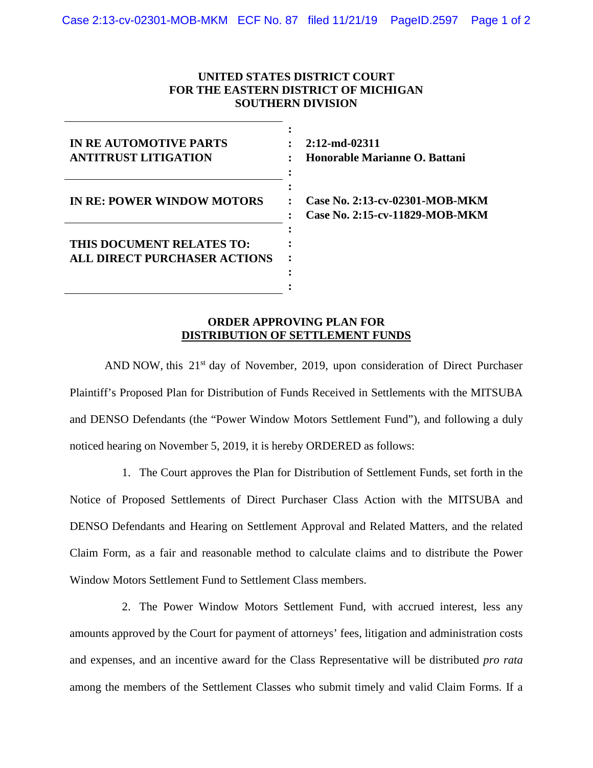**UNITED STATES DISTRICT COURT**
**FOR THE EASTERN DISTRICT OF MICHIGAN**
**SOUTHERN DIVISION**

| | |
|---|---|
| **IN RE AUTOMOTIVE PARTS ANTITRUST LITIGATION** | **2:12-md-02311** **Honorable Marianne O. Battani** |
| **IN RE: POWER WINDOW MOTORS** | **Case No. 2:13-cv-02301-MOB-MKM** **Case No. 2:15-cv-11829-MOB-MKM** |
| **THIS DOCUMENT RELATES TO: ALL DIRECT PURCHASER ACTIONS** | |

**ORDER APPROVING PLAN FOR DISTRIBUTION OF SETTLEMENT FUNDS**

AND NOW, this 21st day of November, 2019, upon consideration of Direct Purchaser Plaintiff's Proposed Plan for Distribution of Funds Received in Settlements with the MITSUBA and DENSO Defendants (the "Power Window Motors Settlement Fund"), and following a duly noticed hearing on November 5, 2019, it is hereby ORDERED as follows:

1. The Court approves the Plan for Distribution of Settlement Funds, set forth in the Notice of Proposed Settlements of Direct Purchaser Class Action with the MITSUBA and DENSO Defendants and Hearing on Settlement Approval and Related Matters, and the related Claim Form, as a fair and reasonable method to calculate claims and to distribute the Power Window Motors Settlement Fund to Settlement Class members.

2. The Power Window Motors Settlement Fund, with accrued interest, less any amounts approved by the Court for payment of attorneys' fees, litigation and administration costs and expenses, and an incentive award for the Class Representative will be distributed *pro rata* among the members of the Settlement Classes who submit timely and valid Claim Forms. If a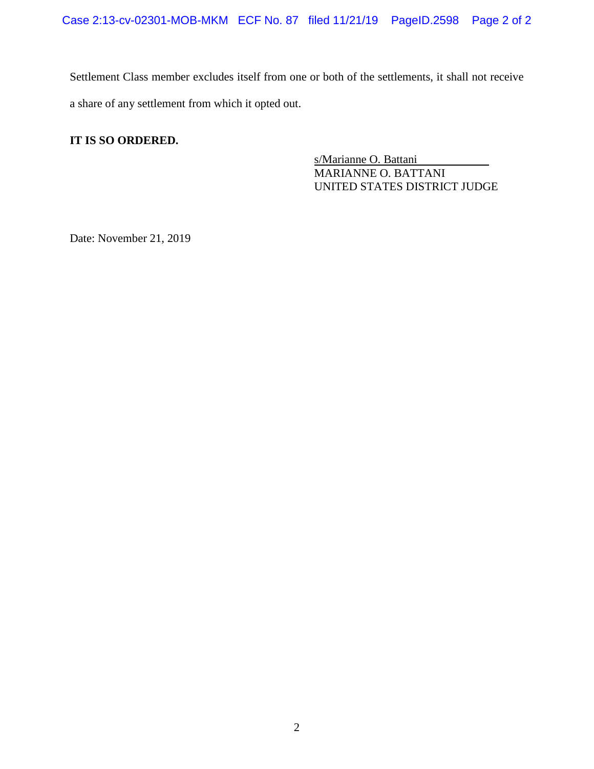Settlement Class member excludes itself from one or both of the settlements, it shall not receive a share of any settlement from which it opted out.

**IT IS SO ORDERED.**

s/Marianne O. Battani
MARIANNE O. BATTANI
UNITED STATES DISTRICT JUDGE

Date: November 21, 2019